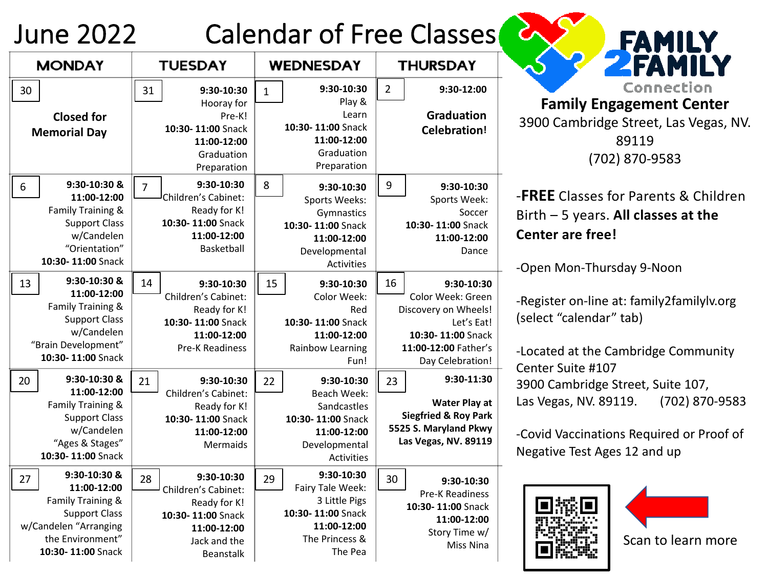# June 2022 Calendar of Free Classes

| MONDAY | TUESDAY | WEDNESDAY | THURSDAY |
|---|---|---|---|
| 30<br>**Closed for Memorial Day** | 31<br>**9:30-10:30** Hooray for Pre-K!<br>**10:30- 11:00** Snack<br>**11:00-12:00** Graduation Preparation | 1<br>**9:30-10:30** Play & Learn<br>**10:30- 11:00** Snack<br>**11:00-12:00** Graduation Preparation | 2<br>**9:30-12:00**<br>**Graduation Celebration!** |
| 6<br>**9:30-10:30 & 11:00-12:00** Family Training & Support Class w/Candelen "Orientation"<br>**10:30- 11:00** Snack | 7<br>**9:30-10:30** Children's Cabinet: Ready for K!<br>**10:30- 11:00** Snack<br>**11:00-12:00** Basketball | 8<br>**9:30-10:30** Sports Weeks: Gymnastics<br>**10:30- 11:00** Snack<br>**11:00-12:00** Developmental Activities | 9<br>**9:30-10:30** Sports Week: Soccer<br>**10:30- 11:00** Snack<br>**11:00-12:00** Dance |
| 13<br>**9:30-10:30 & 11:00-12:00** Family Training & Support Class w/Candelen "Brain Development"<br>**10:30- 11:00** Snack | 14<br>**9:30-10:30** Children's Cabinet: Ready for K!<br>**10:30- 11:00** Snack<br>**11:00-12:00** Pre-K Readiness | 15<br>**9:30-10:30** Color Week: Red<br>**10:30- 11:00** Snack<br>**11:00-12:00** Rainbow Learning Fun! | 16<br>**9:30-10:30** Color Week: Green Discovery on Wheels! Let's Eat!<br>**10:30- 11:00** Snack<br>**11:00-12:00** Father's Day Celebration! |
| 20<br>**9:30-10:30 & 11:00-12:00** Family Training & Support Class w/Candelen "Ages & Stages"<br>**10:30- 11:00** Snack | 21<br>**9:30-10:30** Children's Cabinet: Ready for K!<br>**10:30- 11:00** Snack<br>**11:00-12:00** Mermaids | 22<br>**9:30-10:30** Beach Week: Sandcastles<br>**10:30- 11:00** Snack<br>**11:00-12:00** Developmental Activities | 23<br>**9:30-11:30**<br>**Water Play at Siegfried & Roy Park 5525 S. Maryland Pkwy Las Vegas, NV. 89119** |
| 27<br>**9:30-10:30 & 11:00-12:00** Family Training & Support Class w/Candelen "Arranging the Environment"<br>**10:30- 11:00** Snack | 28<br>**9:30-10:30** Children's Cabinet: Ready for K!<br>**10:30- 11:00** Snack<br>**11:00-12:00** Jack and the Beanstalk | 29<br>**9:30-10:30** Fairy Tale Week: 3 Little Pigs<br>**10:30- 11:00** Snack<br>**11:00-12:00** The Princess & The Pea | 30<br>**9:30-10:30** Pre-K Readiness<br>**10:30- 11:00** Snack<br>**11:00-12:00** Story Time w/ Miss Nina |

FAMILY 2 FAMILY Connection

**Family Engagement Center**
3900 Cambridge Street, Las Vegas, NV. 89119
(702) 870-9583

-**FREE** Classes for Parents & Children Birth – 5 years. **All classes at the Center are free!**

-Open Mon-Thursday 9-Noon

-Register on-line at: family2familylv.org (select "calendar" tab)

-Located at the Cambridge Community Center Suite #107
3900 Cambridge Street, Suite 107, Las Vegas, NV. 89119. (702) 870-9583

-Covid Vaccinations Required or Proof of Negative Test Ages 12 and up

Scan to learn more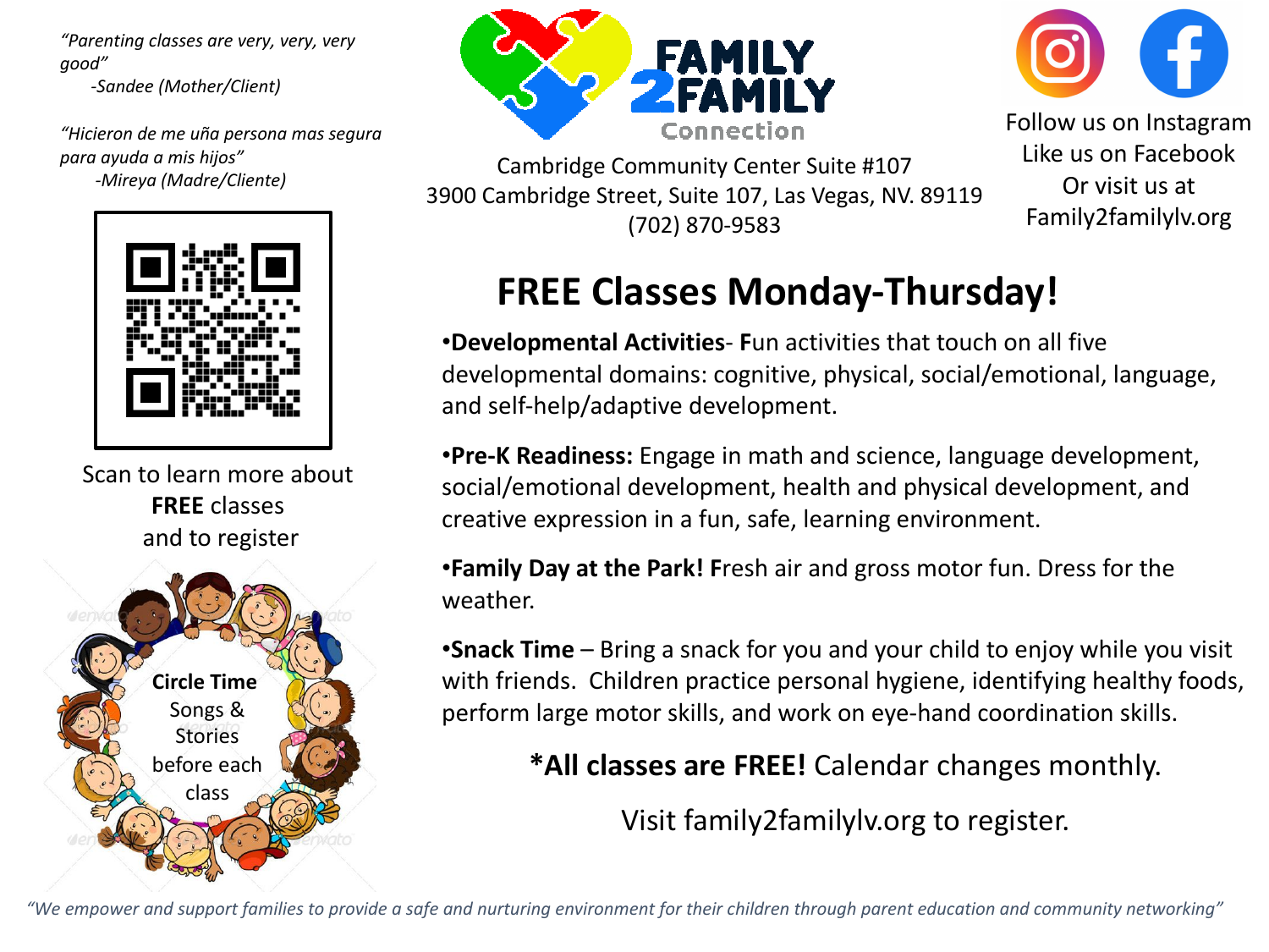*"Parenting classes are very, very, very good"*
*-Sandee (Mother/Client)*

*"Hicieron de me uña persona mas segura para ayuda a mis hijos"*
*-Mireya (Madre/Cliente)*

Scan to learn more about **FREE** classes and to register

**Circle Time**
Songs & Stories before each class

# FAMILY 2 FAMILY Connection

Cambridge Community Center Suite #107
3900 Cambridge Street, Suite 107, Las Vegas, NV. 89119
(702) 870-9583

Follow us on Instagram
Like us on Facebook
Or visit us at
Family2familylv.org

## FREE Classes Monday-Thursday!

- **Developmental Activities**- **F**un activities that touch on all five developmental domains: cognitive, physical, social/emotional, language, and self-help/adaptive development.
- **Pre-K Readiness:** Engage in math and science, language development, social/emotional development, health and physical development, and creative expression in a fun, safe, learning environment.
- **Family Day at the Park! F**resh air and gross motor fun. Dress for the weather.
- **Snack Time** – Bring a snack for you and your child to enjoy while you visit with friends. Children practice personal hygiene, identifying healthy foods, perform large motor skills, and work on eye-hand coordination skills.

**\*All classes are FREE!** Calendar changes monthly.

Visit family2familylv.org to register.

*"We empower and support families to provide a safe and nurturing environment for their children through parent education and community networking"*